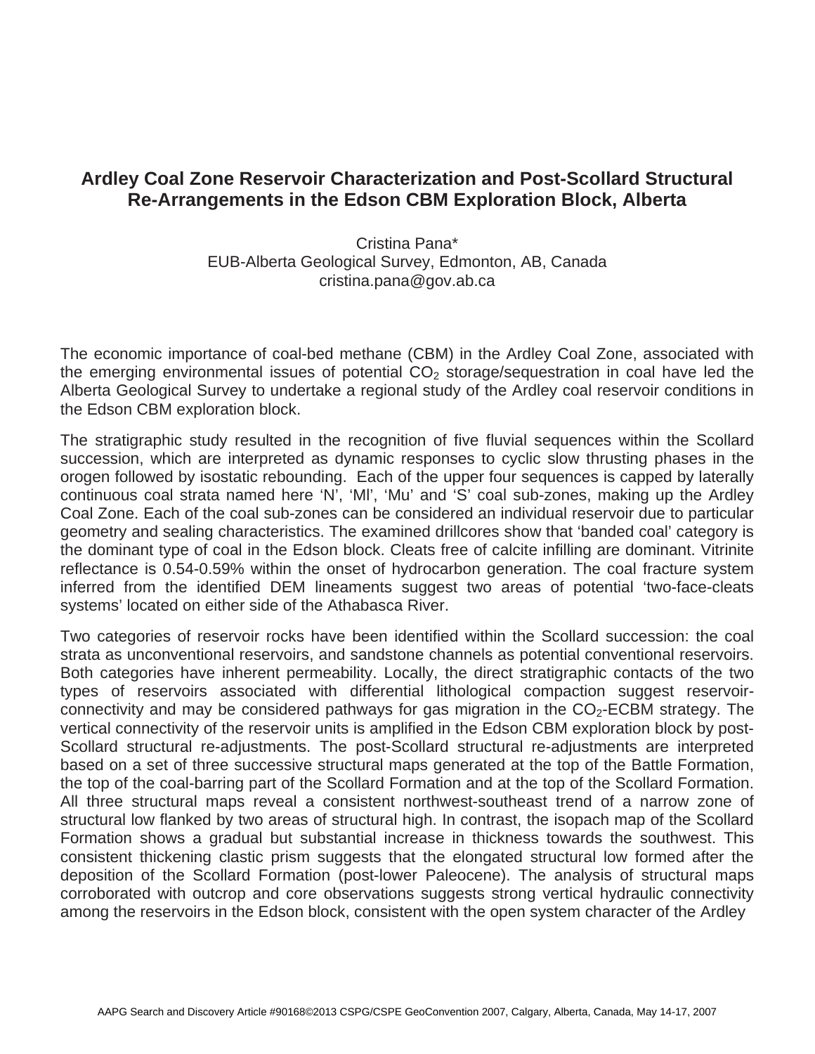# Ardley Coal Zone Reservoir Characterization and Post-Scollard Structural Re-Arrangements in the Edson CBM Exploration Block, Alberta

Cristina Pana*
EUB-Alberta Geological Survey, Edmonton, AB, Canada
cristina.pana@gov.ab.ca

The economic importance of coal-bed methane (CBM) in the Ardley Coal Zone, associated with the emerging environmental issues of potential $CO_2$ storage/sequestration in coal have led the Alberta Geological Survey to undertake a regional study of the Ardley coal reservoir conditions in the Edson CBM exploration block.

The stratigraphic study resulted in the recognition of five fluvial sequences within the Scollard succession, which are interpreted as dynamic responses to cyclic slow thrusting phases in the orogen followed by isostatic rebounding. Each of the upper four sequences is capped by laterally continuous coal strata named here 'N', 'Ml', 'Mu' and 'S' coal sub-zones, making up the Ardley Coal Zone. Each of the coal sub-zones can be considered an individual reservoir due to particular geometry and sealing characteristics. The examined drillcores show that 'banded coal' category is the dominant type of coal in the Edson block. Cleats free of calcite infilling are dominant. Vitrinite reflectance is 0.54-0.59% within the onset of hydrocarbon generation. The coal fracture system inferred from the identified DEM lineaments suggest two areas of potential 'two-face-cleats systems' located on either side of the Athabasca River.

Two categories of reservoir rocks have been identified within the Scollard succession: the coal strata as unconventional reservoirs, and sandstone channels as potential conventional reservoirs. Both categories have inherent permeability. Locally, the direct stratigraphic contacts of the two types of reservoirs associated with differential lithological compaction suggest reservoir-connectivity and may be considered pathways for gas migration in the $CO_2$-ECBM strategy. The vertical connectivity of the reservoir units is amplified in the Edson CBM exploration block by post-Scollard structural re-adjustments. The post-Scollard structural re-adjustments are interpreted based on a set of three successive structural maps generated at the top of the Battle Formation, the top of the coal-barring part of the Scollard Formation and at the top of the Scollard Formation. All three structural maps reveal a consistent northwest-southeast trend of a narrow zone of structural low flanked by two areas of structural high. In contrast, the isopach map of the Scollard Formation shows a gradual but substantial increase in thickness towards the southwest. This consistent thickening clastic prism suggests that the elongated structural low formed after the deposition of the Scollard Formation (post-lower Paleocene). The analysis of structural maps corroborated with outcrop and core observations suggests strong vertical hydraulic connectivity among the reservoirs in the Edson block, consistent with the open system character of the Ardley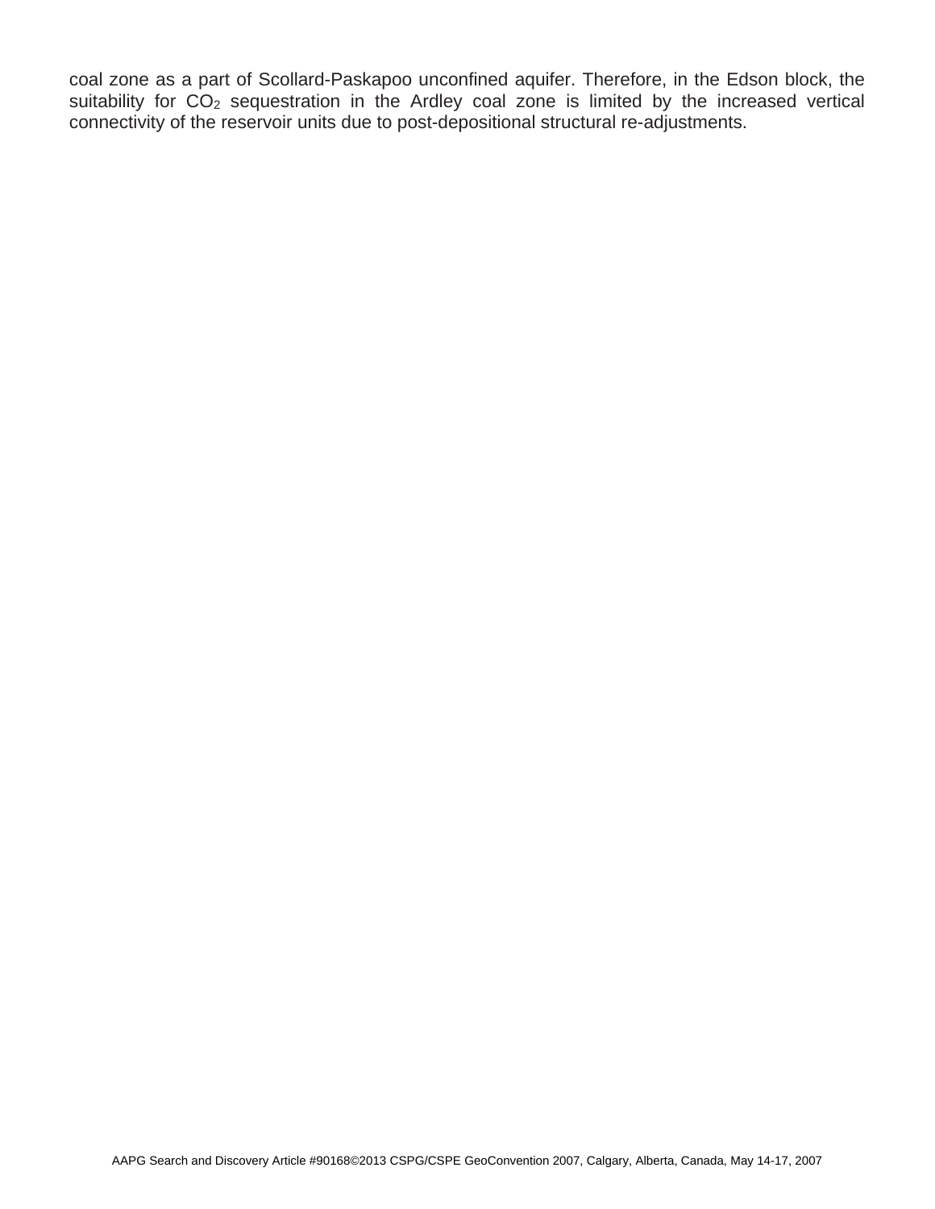coal zone as a part of Scollard-Paskapoo unconfined aquifer. Therefore, in the Edson block, the suitability for $CO_2$ sequestration in the Ardley coal zone is limited by the increased vertical connectivity of the reservoir units due to post-depositional structural re-adjustments.